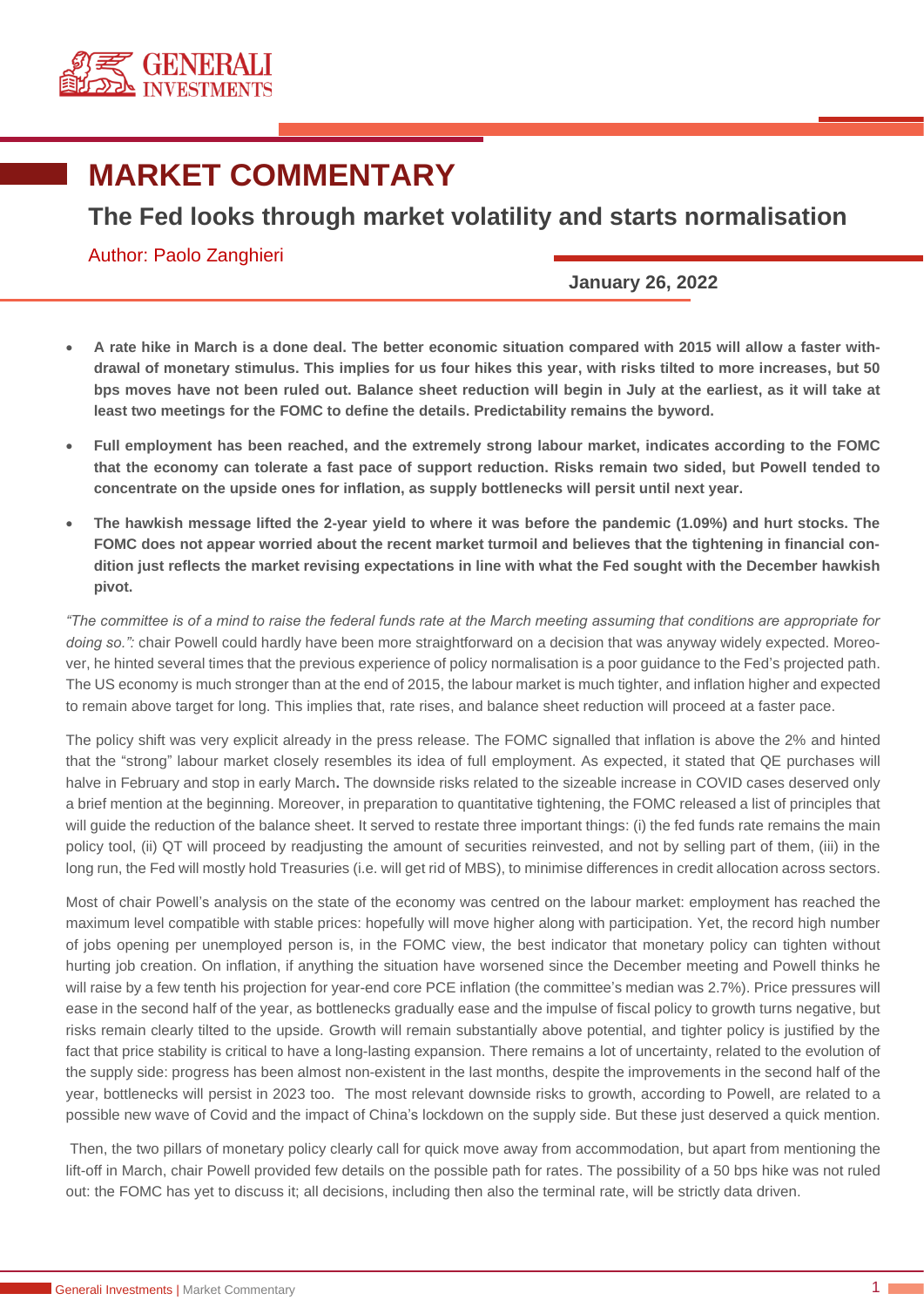# MARKET COMMENTARY

## The Fed looks through market volatility and starts normalisation

Author: Paolo Zanghieri

**January 26, 2022**

- **A rate hike in March is a done deal. The better economic situation compared with 2015 will allow a faster with-drawal of monetary stimulus. This implies for us four hikes this year, with risks tilted to more increases, but 50 bps moves have not been ruled out. Balance sheet reduction will begin in July at the earliest, as it will take at least two meetings for the FOMC to define the details. Predictability remains the byword.**
- **Full employment has been reached, and the extremely strong labour market, indicates according to the FOMC that the economy can tolerate a fast pace of support reduction. Risks remain two sided, but Powell tended to concentrate on the upside ones for inflation, as supply bottlenecks will persit until next year.**
- **The hawkish message lifted the 2-year yield to where it was before the pandemic (1.09%) and hurt stocks. The FOMC does not appear worried about the recent market turmoil and believes that the tightening in financial con-dition just reflects the market revising expectations in line with what the Fed sought with the December hawkish pivot.**

*"The committee is of a mind to raise the federal funds rate at the March meeting assuming that conditions are appropriate for doing so.":* chair Powell could hardly have been more straightforward on a decision that was anyway widely expected. Moreo-ver, he hinted several times that the previous experience of policy normalisation is a poor guidance to the Fed's projected path. The US economy is much stronger than at the end of 2015, the labour market is much tighter, and inflation higher and expected to remain above target for long. This implies that, rate rises, and balance sheet reduction will proceed at a faster pace.

The policy shift was very explicit already in the press release. The FOMC signalled that inflation is above the 2% and hinted that the "strong" labour market closely resembles its idea of full employment. As expected, it stated that QE purchases will halve in February and stop in early March**.** The downside risks related to the sizeable increase in COVID cases deserved only a brief mention at the beginning. Moreover, in preparation to quantitative tightening, the FOMC released a list of principles that will guide the reduction of the balance sheet. It served to restate three important things: (i) the fed funds rate remains the main policy tool, (ii) QT will proceed by readjusting the amount of securities reinvested, and not by selling part of them, (iii) in the long run, the Fed will mostly hold Treasuries (i.e. will get rid of MBS), to minimise differences in credit allocation across sectors.

Most of chair Powell's analysis on the state of the economy was centred on the labour market: employment has reached the maximum level compatible with stable prices: hopefully will move higher along with participation. Yet, the record high number of jobs opening per unemployed person is, in the FOMC view, the best indicator that monetary policy can tighten without hurting job creation. On inflation, if anything the situation have worsened since the December meeting and Powell thinks he will raise by a few tenth his projection for year-end core PCE inflation (the committee's median was 2.7%). Price pressures will ease in the second half of the year, as bottlenecks gradually ease and the impulse of fiscal policy to growth turns negative, but risks remain clearly tilted to the upside. Growth will remain substantially above potential, and tighter policy is justified by the fact that price stability is critical to have a long-lasting expansion. There remains a lot of uncertainty, related to the evolution of the supply side: progress has been almost non-existent in the last months, despite the improvements in the second half of the year, bottlenecks will persist in 2023 too. The most relevant downside risks to growth, according to Powell, are related to a possible new wave of Covid and the impact of China's lockdown on the supply side. But these just deserved a quick mention.

Then, the two pillars of monetary policy clearly call for quick move away from accommodation, but apart from mentioning the lift-off in March, chair Powell provided few details on the possible path for rates. The possibility of a 50 bps hike was not ruled out: the FOMC has yet to discuss it; all decisions, including then also the terminal rate, will be strictly data driven.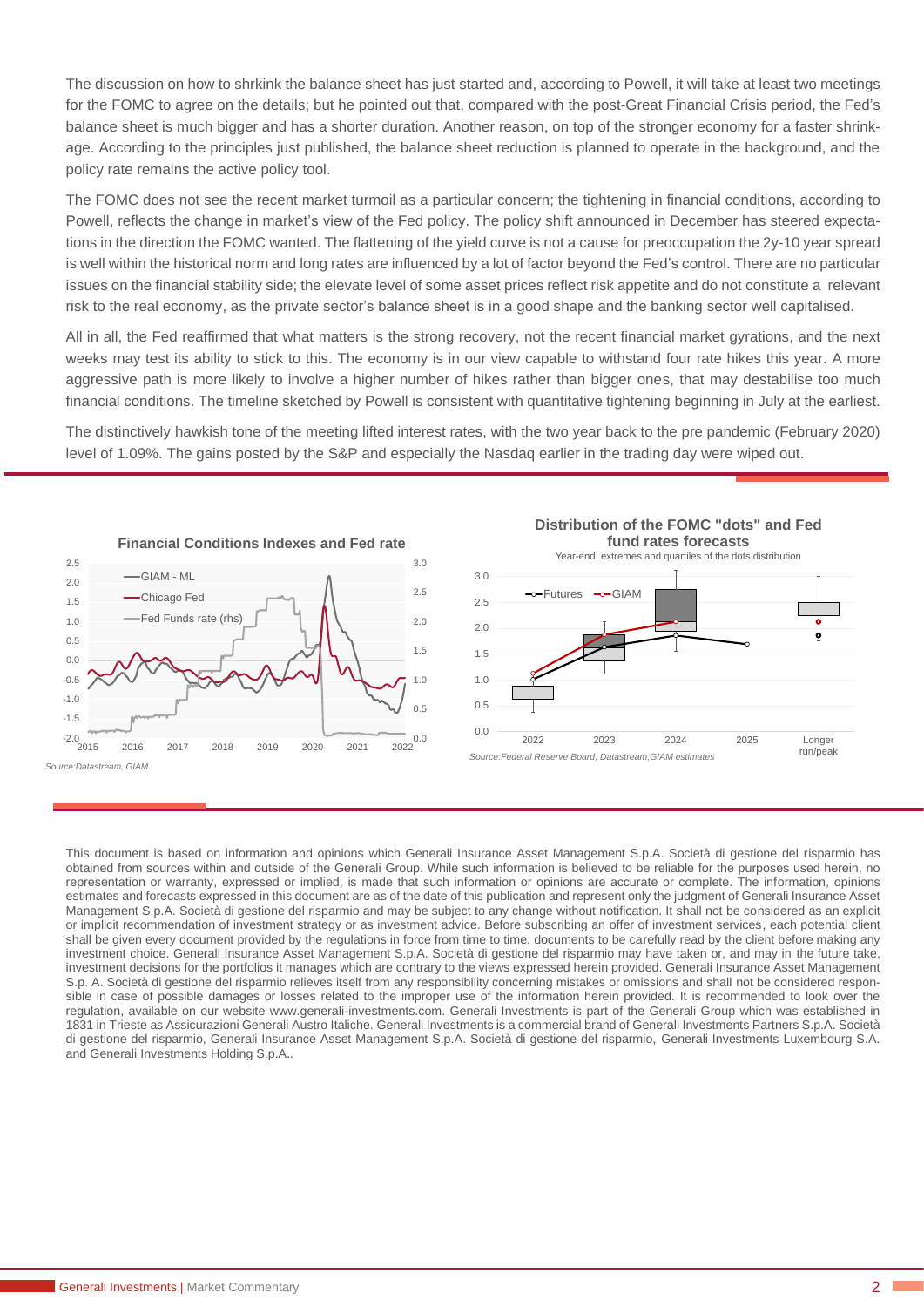The discussion on how to shrkink the balance sheet has just started and, according to Powell, it will take at least two meetings for the FOMC to agree on the details; but he pointed out that, compared with the post-Great Financial Crisis period, the Fed's balance sheet is much bigger and has a shorter duration. Another reason, on top of the stronger economy for a faster shrinkage. According to the principles just published, the balance sheet reduction is planned to operate in the background, and the policy rate remains the active policy tool.

The FOMC does not see the recent market turmoil as a particular concern; the tightening in financial conditions, according to Powell, reflects the change in market's view of the Fed policy. The policy shift announced in December has steered expectations in the direction the FOMC wanted. The flattening of the yield curve is not a cause for preoccupation the 2y-10 year spread is well within the historical norm and long rates are influenced by a lot of factor beyond the Fed's control. There are no particular issues on the financial stability side; the elevate level of some asset prices reflect risk appetite and do not constitute a relevant risk to the real economy, as the private sector's balance sheet is in a good shape and the banking sector well capitalised.

All in all, the Fed reaffirmed that what matters is the strong recovery, not the recent financial market gyrations, and the next weeks may test its ability to stick to this. The economy is in our view capable to withstand four rate hikes this year. A more aggressive path is more likely to involve a higher number of hikes rather than bigger ones, that may destabilise too much financial conditions. The timeline sketched by Powell is consistent with quantitative tightening beginning in July at the earliest.

The distinctively hawkish tone of the meeting lifted interest rates, with the two year back to the pre pandemic (February 2020) level of 1.09%. The gains posted by the S&P and especially the Nasdaq earlier in the trading day were wiped out.

**Financial Conditions Indexes and Fed rate**

GIAM - ML
Chicago Fed
Fed Funds rate (rhs)

2.5
2.0
1.5
1.0
0.5
0.0
-0.5
-1.0
-1.5
-2.0

3.0
2.5
2.0
1.5
1.0
0.5
0.0

2015 2016 2017 2018 2019 2020 2021 2022

*Source:Datastream, GIAM*

**Distribution of the FOMC "dots" and Fed fund rates forecasts**

Year-end, extremes and quartiles of the dots distribution

Futures
GIAM

3.0
2.5
2.0
1.5
1.0
0.5
0.0

2022 2023 2024 2025 Longer run/peak

*Source:Federal Reserve Board, Datastream,GIAM estimates*

This document is based on information and opinions which Generali Insurance Asset Management S.p.A. Società di gestione del risparmio has obtained from sources within and outside of the Generali Group. While such information is believed to be reliable for the purposes used herein, no representation or warranty, expressed or implied, is made that such information or opinions are accurate or complete. The information, opinions estimates and forecasts expressed in this document are as of the date of this publication and represent only the judgment of Generali Insurance Asset Management S.p.A. Società di gestione del risparmio and may be subject to any change without notification. It shall not be considered as an explicit or implicit recommendation of investment strategy or as investment advice. Before subscribing an offer of investment services, each potential client shall be given every document provided by the regulations in force from time to time, documents to be carefully read by the client before making any investment choice. Generali Insurance Asset Management S.p.A. Società di gestione del risparmio may have taken or, and may in the future take, investment decisions for the portfolios it manages which are contrary to the views expressed herein provided. Generali Insurance Asset Management S.p. A. Società di gestione del risparmio relieves itself from any responsibility concerning mistakes or omissions and shall not be considered responsible in case of possible damages or losses related to the improper use of the information herein provided. It is recommended to look over the regulation, available on our website www.generali-investments.com. Generali Investments is part of the Generali Group which was established in 1831 in Trieste as Assicurazioni Generali Austro Italiche. Generali Investments is a commercial brand of Generali Investments Partners S.p.A. Società di gestione del risparmio, Generali Insurance Asset Management S.p.A. Società di gestione del risparmio, Generali Investments Luxembourg S.A. and Generali Investments Holding S.p.A..